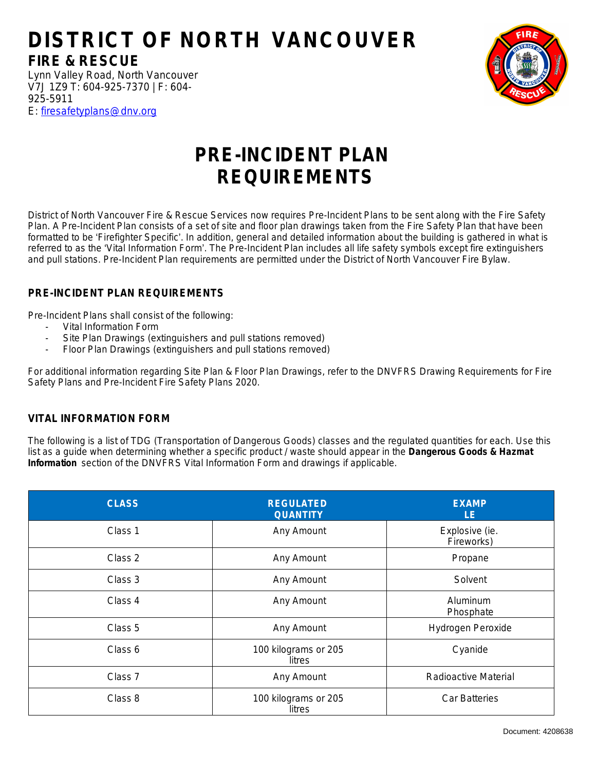# DISTRICT OF NORTH VANCOUVER

**FIRE & RESCUE**

Lynn Valley Road, North Vancouver V7J 1Z9 T: 604-925-7370 | F: 604-925-5911

E: firesafetyplans@dnv.org

# PRE-INCIDENT PLAN REQUIREMENTS

District of North Vancouver Fire & Rescue Services now requires Pre-Incident Plans to be sent along with the Fire Safety Plan. A Pre-Incident Plan consists of a set of site and floor plan drawings taken from the Fire Safety Plan that have been formatted to be 'Firefighter Specific'. In addition, general and detailed information about the building is gathered in what is referred to as the 'Vital Information Form'. The Pre-Incident Plan includes all life safety symbols except fire extinguishers and pull stations. Pre-Incident Plan requirements are permitted under the District of North Vancouver Fire Bylaw.

## PRE-INCIDENT PLAN REQUIREMENTS

Pre-Incident Plans shall consist of the following:

- Vital Information Form
- Site Plan Drawings (extinguishers and pull stations removed)
- Floor Plan Drawings (extinguishers and pull stations removed)

For additional information regarding Site Plan & Floor Plan Drawings, refer to the DNVFRS Drawing Requirements for Fire Safety Plans and Pre-Incident Fire Safety Plans 2020.

## VITAL INFORMATION FORM

The following is a list of TDG (Transportation of Dangerous Goods) classes and the regulated quantities for each. Use this list as a guide when determining whether a specific product / waste should appear in the **Dangerous Goods & Hazmat Information** section of the DNVFRS Vital Information Form and drawings if applicable.

| CLASS | REGULATED QUANTITY | EXAMPLE |
|---|---|---|
| Class 1 | Any Amount | Explosive (ie. Fireworks) |
| Class 2 | Any Amount | Propane |
| Class 3 | Any Amount | Solvent |
| Class 4 | Any Amount | Aluminum Phosphate |
| Class 5 | Any Amount | Hydrogen Peroxide |
| Class 6 | 100 kilograms or 205 litres | Cyanide |
| Class 7 | Any Amount | Radioactive Material |
| Class 8 | 100 kilograms or 205 litres | Car Batteries |

Document: 4208638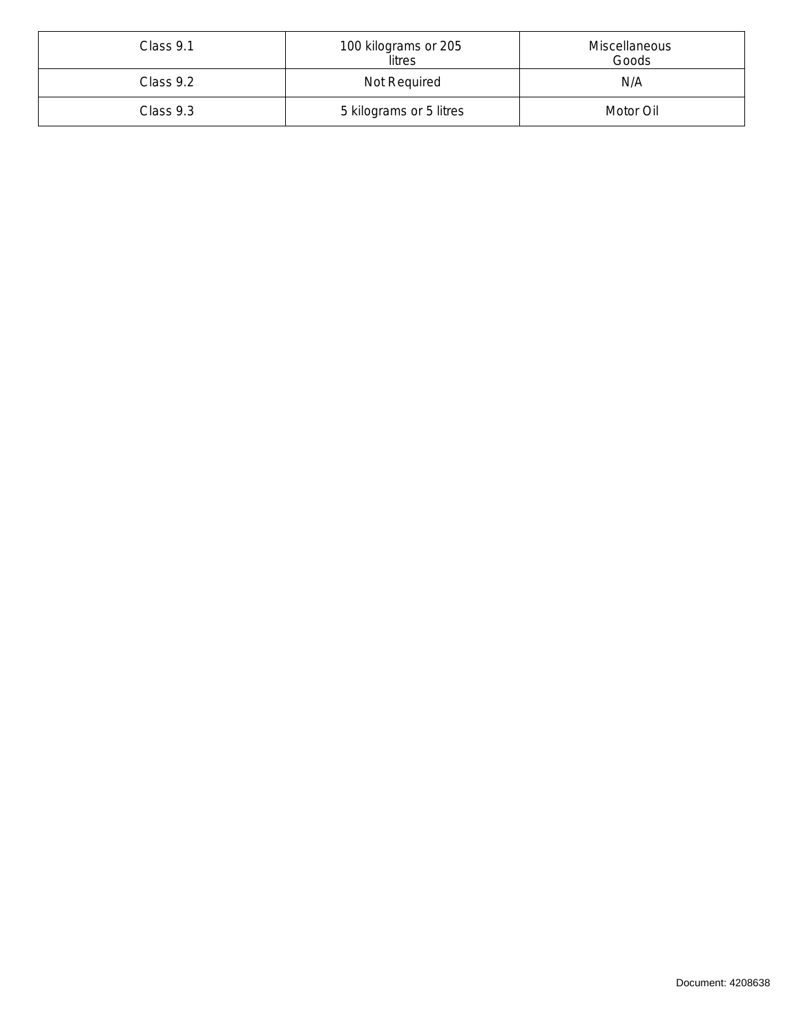| | | |
|---|---|---|
| Class 9.1 | 100 kilograms or 205 litres | Miscellaneous Goods |
| Class 9.2 | Not Required | N/A |
| Class 9.3 | 5 kilograms or 5 litres | Motor Oil |

Document: 4208638